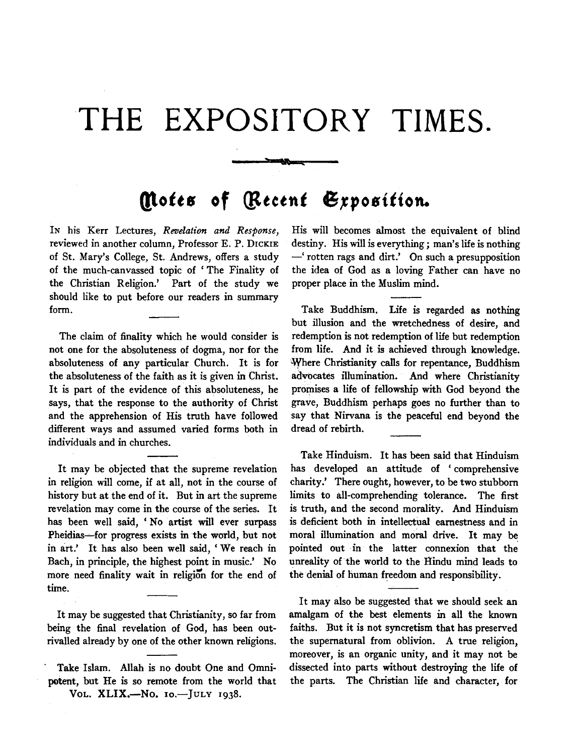# THE EXPOSITORY TIMES.

## Notes of Recent Exposition.

In his Kerr Lectures, *Revelation and Response*, reviewed in another column, Professor E. P. Dickie of St. Mary's College, St. Andrews, offers a study of the much-canvassed topic of 'The Finality of the Christian Religion.' Part of the study we should like to put before our readers in summary form.

The claim of finality which he would consider is not one for the absoluteness of dogma, nor for the absoluteness of any particular Church. It is for the absoluteness of the faith as it is given in Christ. It is part of the evidence of this absoluteness, he says, that the response to the authority of Christ and the apprehension of His truth have followed different ways and assumed varied forms both in individuals and in churches.

It may be objected that the supreme revelation in religion will come, if at all, not in the course of history but at the end of it. But in art the supreme revelation may come in the course of the series. It has been well said, 'No artist will ever surpass Pheidias—for progress exists in the world, but not in art.' It has also been well said, 'We reach in Bach, in principle, the highest point in music.' No more need finality wait in religion for the end of time.

It may be suggested that Christianity, so far from being the final revelation of God, has been outrivalled already by one of the other known religions.

Take Islam. Allah is no doubt One and Omnipotent, but He is so remote from the world that His will becomes almost the equivalent of blind destiny. His will is everything; man's life is nothing —'rotten rags and dirt.' On such a presupposition the idea of God as a loving Father can have no proper place in the Muslim mind.

Take Buddhism. Life is regarded as nothing but illusion and the wretchedness of desire, and redemption is not redemption of life but redemption from life. And it is achieved through knowledge. Where Christianity calls for repentance, Buddhism advocates illumination. And where Christianity promises a life of fellowship with God beyond the grave, Buddhism perhaps goes no further than to say that Nirvana is the peaceful end beyond the dread of rebirth.

Take Hinduism. It has been said that Hinduism has developed an attitude of 'comprehensive charity.' There ought, however, to be two stubborn limits to all-comprehending tolerance. The first is truth, and the second morality. And Hinduism is deficient both in intellectual earnestness and in moral illumination and moral drive. It may be pointed out in the latter connexion that the unreality of the world to the Hindu mind leads to the denial of human freedom and responsibility.

It may also be suggested that we should seek an amalgam of the best elements in all the known faiths. But it is not syncretism that has preserved the supernatural from oblivion. A true religion, moreover, is an organic unity, and it may not be dissected into parts without destroying the life of the parts. The Christian life and character, for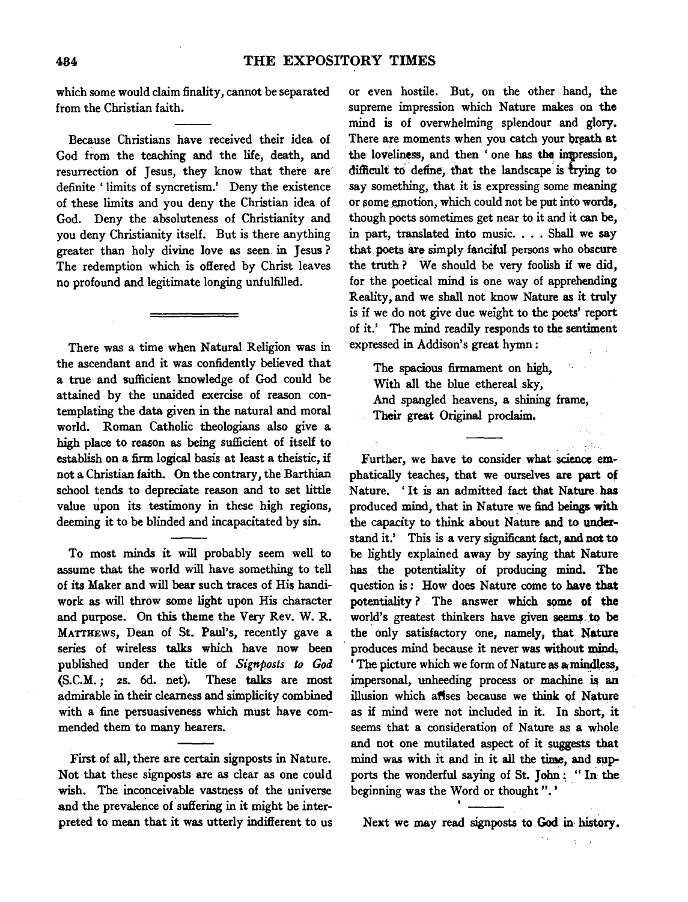which some would claim finality, cannot be separated from the Christian faith.

---

Because Christians have received their idea of God from the teaching and the life, death, and resurrection of Jesus, they know that there are definite 'limits of syncretism.' Deny the existence of these limits and you deny the Christian idea of God. Deny the absoluteness of Christianity and you deny Christianity itself. But is there anything greater than holy divine love as seen in Jesus? The redemption which is offered by Christ leaves no profound and legitimate longing unfulfilled.

---

There was a time when Natural Religion was in the ascendant and it was confidently believed that a true and sufficient knowledge of God could be attained by the unaided exercise of reason contemplating the data given in the natural and moral world. Roman Catholic theologians also give a high place to reason as being sufficient of itself to establish on a firm logical basis at least a theistic, if not a Christian faith. On the contrary, the Barthian school tends to depreciate reason and to set little value upon its testimony in these high regions, deeming it to be blinded and incapacitated by sin.

---

To most minds it will probably seem well to assume that the world will have something to tell of its Maker and will bear such traces of His handiwork as will throw some light upon His character and purpose. On this theme the Very Rev. W. R. Matthews, Dean of St. Paul's, recently gave a series of wireless talks which have now been published under the title of *Signposts to God* (S.C.M.; 2s. 6d. net). These talks are most admirable in their clearness and simplicity combined with a fine persuasiveness which must have commended them to many hearers.

---

First of all, there are certain signposts in Nature. Not that these signposts are as clear as one could wish. The inconceivable vastness of the universe and the prevalence of suffering in it might be interpreted to mean that it was utterly indifferent to us or even hostile. But, on the other hand, the supreme impression which Nature makes on the mind is of overwhelming splendour and glory. There are moments when you catch your breath at the loveliness, and then 'one has the impression, difficult to define, that the landscape is trying to say something, that it is expressing some meaning or some emotion, which could not be put into words, though poets sometimes get near to it and it can be, in part, translated into music. . . . Shall we say that poets are simply fanciful persons who obscure the truth? We should be very foolish if we did, for the poetical mind is one way of apprehending Reality, and we shall not know Nature as it truly is if we do not give due weight to the poets' report of it.' The mind readily responds to the sentiment expressed in Addison's great hymn:

> The spacious firmament on high,
> With all the blue ethereal sky,
> And spangled heavens, a shining frame,
> Their great Original proclaim.

---

Further, we have to consider what science emphatically teaches, that we ourselves are part of Nature. 'It is an admitted fact that Nature has produced mind, that in Nature we find beings with the capacity to think about Nature and to understand it.' This is a very significant fact, and not to be lightly explained away by saying that Nature has the potentiality of producing mind. The question is: How does Nature come to have that potentiality? The answer which some of the world's greatest thinkers have given seems to be the only satisfactory one, namely, that Nature produces mind because it never was without mind. 'The picture which we form of Nature as a mindless, impersonal, unheeding process or machine is an illusion which arises because we think of Nature as if mind were not included in it. In short, it seems that a consideration of Nature as a whole and not one mutilated aspect of it suggests that mind was with it and in it all the time, and supports the wonderful saying of St. John: "In the beginning was the Word or thought".'

---

Next we may read signposts to God in history.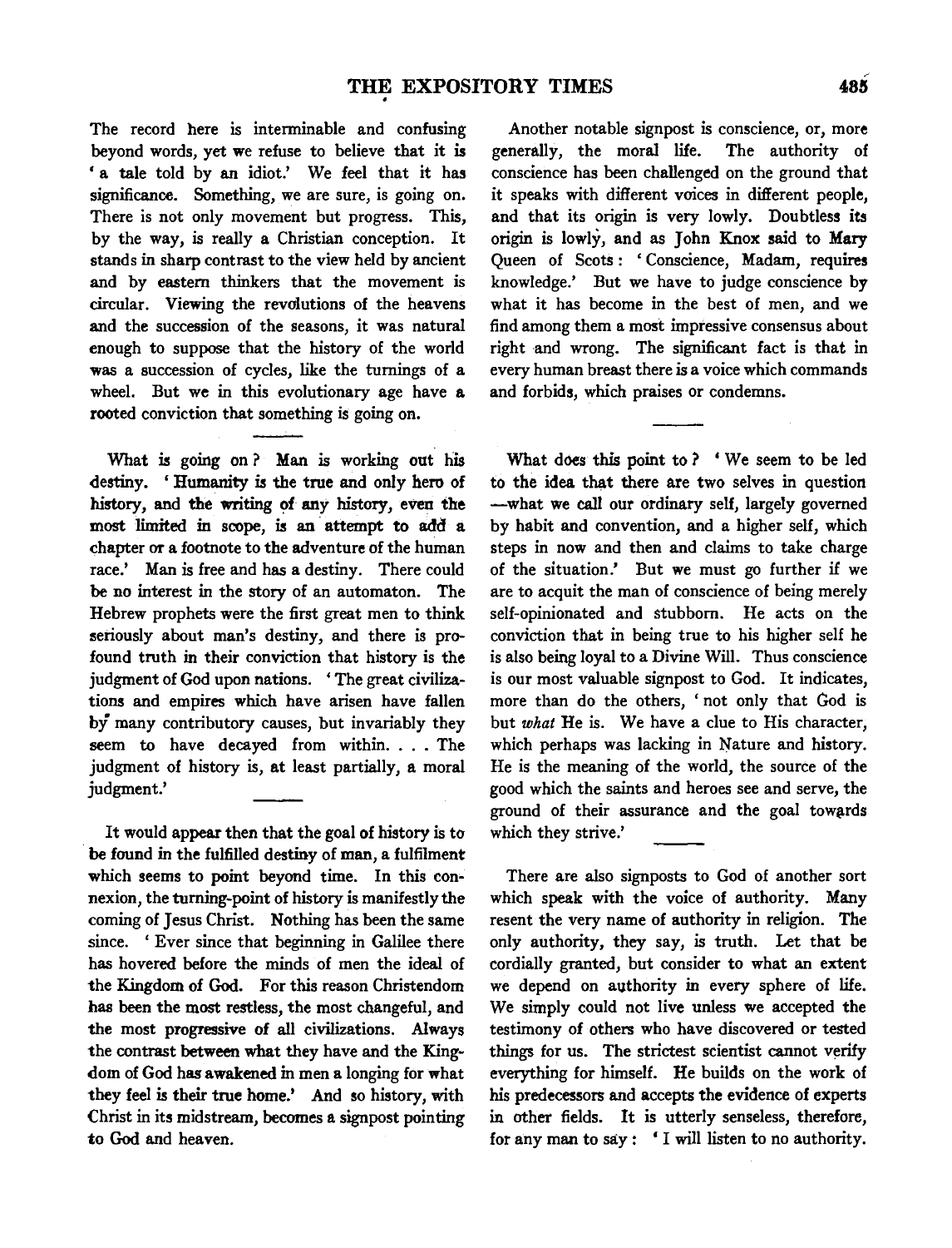The record here is interminable and confusing beyond words, yet we refuse to believe that it is 'a tale told by an idiot.' We feel that it has significance. Something, we are sure, is going on. There is not only movement but progress. This, by the way, is really a Christian conception. It stands in sharp contrast to the view held by ancient and by eastern thinkers that the movement is circular. Viewing the revolutions of the heavens and the succession of the seasons, it was natural enough to suppose that the history of the world was a succession of cycles, like the turnings of a wheel. But we in this evolutionary age have a rooted conviction that something is going on.

What is going on? Man is working out his destiny. 'Humanity is the true and only hero of history, and the writing of any history, even the most limited in scope, is an attempt to add a chapter or a footnote to the adventure of the human race.' Man is free and has a destiny. There could be no interest in the story of an automaton. The Hebrew prophets were the first great men to think seriously about man's destiny, and there is profound truth in their conviction that history is the judgment of God upon nations. 'The great civilizations and empires which have arisen have fallen by many contributory causes, but invariably they seem to have decayed from within. . . . The judgment of history is, at least partially, a moral judgment.'

It would appear then that the goal of history is to be found in the fulfilled destiny of man, a fulfilment which seems to point beyond time. In this connexion, the turning-point of history is manifestly the coming of Jesus Christ. Nothing has been the same since. 'Ever since that beginning in Galilee there has hovered before the minds of men the ideal of the Kingdom of God. For this reason Christendom has been the most restless, the most changeful, and the most progressive of all civilizations. Always the contrast between what they have and the Kingdom of God has awakened in men a longing for what they feel is their true home.' And so history, with Christ in its midstream, becomes a signpost pointing to God and heaven.

Another notable signpost is conscience, or, more generally, the moral life. The authority of conscience has been challenged on the ground that it speaks with different voices in different people, and that its origin is very lowly. Doubtless its origin is lowly, and as John Knox said to Mary Queen of Scots: 'Conscience, Madam, requires knowledge.' But we have to judge conscience by what it has become in the best of men, and we find among them a most impressive consensus about right and wrong. The significant fact is that in every human breast there is a voice which commands and forbids, which praises or condemns.

What does this point to? 'We seem to be led to the idea that there are two selves in question—what we call our ordinary self, largely governed by habit and convention, and a higher self, which steps in now and then and claims to take charge of the situation.' But we must go further if we are to acquit the man of conscience of being merely self-opinionated and stubborn. He acts on the conviction that in being true to his higher self he is also being loyal to a Divine Will. Thus conscience is our most valuable signpost to God. It indicates, more than do the others, 'not only that God is but *what* He is. We have a clue to His character, which perhaps was lacking in Nature and history. He is the meaning of the world, the source of the good which the saints and heroes see and serve, the ground of their assurance and the goal towards which they strive.'

There are also signposts to God of another sort which speak with the voice of authority. Many resent the very name of authority in religion. The only authority, they say, is truth. Let that be cordially granted, but consider to what an extent we depend on authority in every sphere of life. We simply could not live unless we accepted the testimony of others who have discovered or tested things for us. The strictest scientist cannot verify everything for himself. He builds on the work of his predecessors and accepts the evidence of experts in other fields. It is utterly senseless, therefore, for any man to say: 'I will listen to no authority.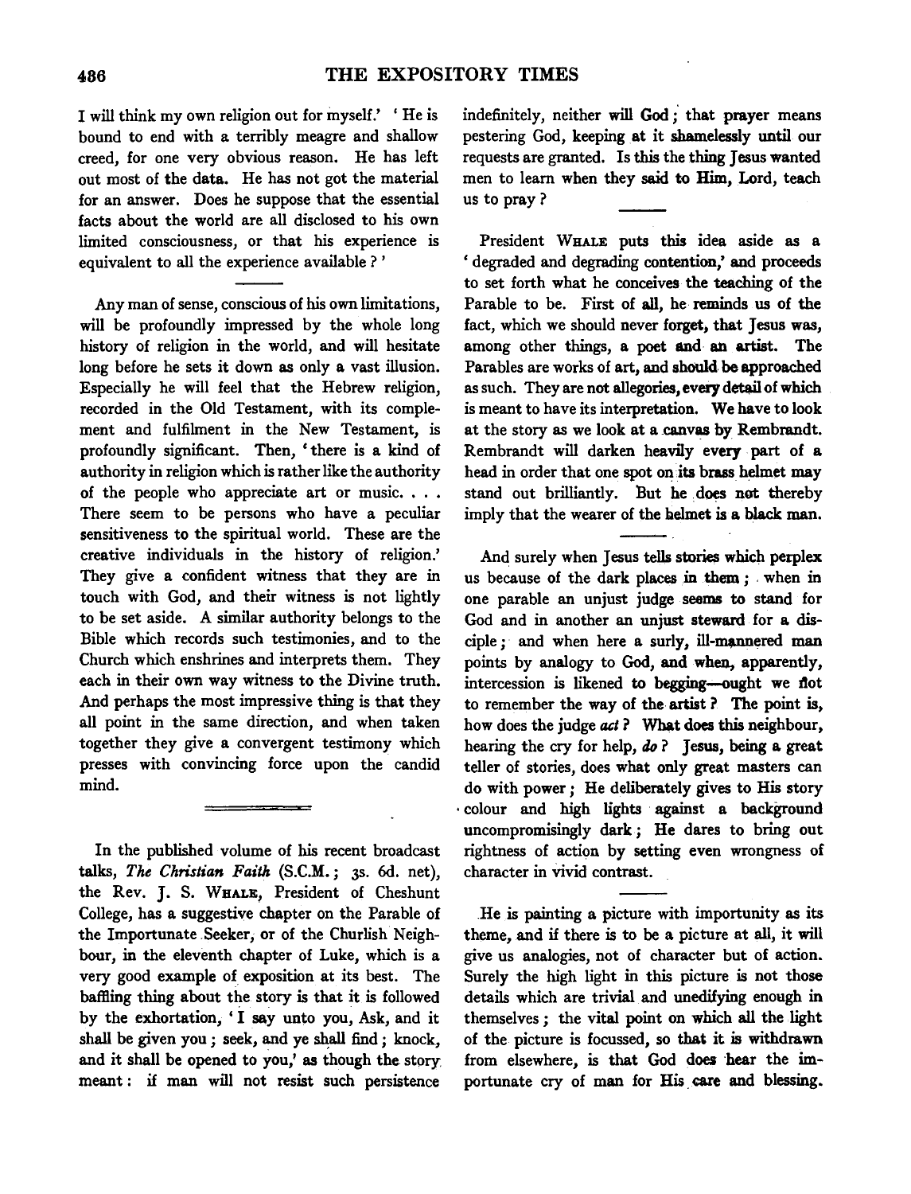I will think my own religion out for myself.' 'He is bound to end with a terribly meagre and shallow creed, for one very obvious reason. He has left out most of the data. He has not got the material for an answer. Does he suppose that the essential facts about the world are all disclosed to his own limited consciousness, or that his experience is equivalent to all the experience available?'

---

Any man of sense, conscious of his own limitations, will be profoundly impressed by the whole long history of religion in the world, and will hesitate long before he sets it down as only a vast illusion. Especially he will feel that the Hebrew religion, recorded in the Old Testament, with its complement and fulfilment in the New Testament, is profoundly significant. Then, 'there is a kind of authority in religion which is rather like the authority of the people who appreciate art or music. . . . There seem to be persons who have a peculiar sensitiveness to the spiritual world. These are the creative individuals in the history of religion.' They give a confident witness that they are in touch with God, and their witness is not lightly to be set aside. A similar authority belongs to the Bible which records such testimonies, and to the Church which enshrines and interprets them. They each in their own way witness to the Divine truth. And perhaps the most impressive thing is that they all point in the same direction, and when taken together they give a convergent testimony which presses with convincing force upon the candid mind.

---

In the published volume of his recent broadcast talks, *The Christian Faith* (S.C.M.; 3s. 6d. net), the Rev. J. S. Whale, President of Cheshunt College, has a suggestive chapter on the Parable of the Importunate Seeker, or of the Churlish Neighbour, in the eleventh chapter of Luke, which is a very good example of exposition at its best. The baffling thing about the story is that it is followed by the exhortation, 'I say unto you, Ask, and it shall be given you; seek, and ye shall find; knock, and it shall be opened to you,' as though the story meant: if man will not resist such persistence indefinitely, neither will God; that prayer means pestering God, keeping at it shamelessly until our requests are granted. Is this the thing Jesus wanted men to learn when they said to Him, Lord, teach us to pray?

---

President Whale puts this idea aside as a 'degraded and degrading contention,' and proceeds to set forth what he conceives the teaching of the Parable to be. First of all, he reminds us of the fact, which we should never forget, that Jesus was, among other things, a poet and an artist. The Parables are works of art, and should be approached as such. They are not allegories, every detail of which is meant to have its interpretation. We have to look at the story as we look at a canvas by Rembrandt. Rembrandt will darken heavily every part of a head in order that one spot on its brass helmet may stand out brilliantly. But he does not thereby imply that the wearer of the helmet is a black man.

---

And surely when Jesus tells stories which perplex us because of the dark places in them; when in one parable an unjust judge seems to stand for God and in another an unjust steward for a disciple; and when here a surly, ill-mannered man points by analogy to God, and when, apparently, intercession is likened to begging—ought we not to remember the way of the artist? The point is, how does the judge *act*? What does this neighbour, hearing the cry for help, *do*? Jesus, being a great teller of stories, does what only great masters can do with power; He deliberately gives to His story colour and high lights against a background uncompromisingly dark; He dares to bring out rightness of action by setting even wrongness of character in vivid contrast.

---

He is painting a picture with importunity as its theme, and if there is to be a picture at all, it will give us analogies, not of character but of action. Surely the high light in this picture is not those details which are trivial and unedifying enough in themselves; the vital point on which all the light of the picture is focussed, so that it is withdrawn from elsewhere, is that God does hear the importunate cry of man for His care and blessing.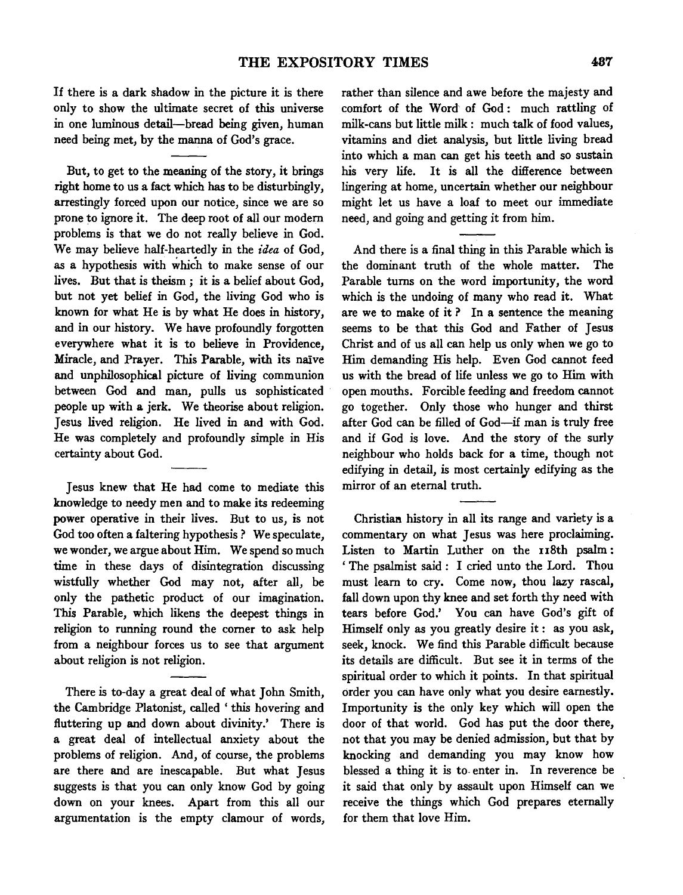If there is a dark shadow in the picture it is there only to show the ultimate secret of this universe in one luminous detail—bread being given, human need being met, by the manna of God's grace.

---

But, to get to the meaning of the story, it brings right home to us a fact which has to be disturbingly, arrestingly forced upon our notice, since we are so prone to ignore it. The deep root of all our modern problems is that we do not really believe in God. We may believe half-heartedly in the *idea* of God, as a hypothesis with which to make sense of our lives. But that is theism; it is a belief about God, but not yet belief in God, the living God who is known for what He is by what He does in history, and in our history. We have profoundly forgotten everywhere what it is to believe in Providence, Miracle, and Prayer. This Parable, with its naïve and unphilosophical picture of living communion between God and man, pulls us sophisticated people up with a jerk. We theorise about religion. Jesus lived religion. He lived in and with God. He was completely and profoundly simple in His certainty about God.

---

Jesus knew that He had come to mediate this knowledge to needy men and to make its redeeming power operative in their lives. But to us, is not God too often a faltering hypothesis? We speculate, we wonder, we argue about Him. We spend so much time in these days of disintegration discussing wistfully whether God may not, after all, be only the pathetic product of our imagination. This Parable, which likens the deepest things in religion to running round the corner to ask help from a neighbour forces us to see that argument about religion is not religion.

---

There is to-day a great deal of what John Smith, the Cambridge Platonist, called 'this hovering and fluttering up and down about divinity.' There is a great deal of intellectual anxiety about the problems of religion. And, of course, the problems are there and are inescapable. But what Jesus suggests is that you can only know God by going down on your knees. Apart from this all our argumentation is the empty clamour of words, rather than silence and awe before the majesty and comfort of the Word of God: much rattling of milk-cans but little milk: much talk of food values, vitamins and diet analysis, but little living bread into which a man can get his teeth and so sustain his very life. It is all the difference between lingering at home, uncertain whether our neighbour might let us have a loaf to meet our immediate need, and going and getting it from him.

---

And there is a final thing in this Parable which is the dominant truth of the whole matter. The Parable turns on the word importunity, the word which is the undoing of many who read it. What are we to make of it? In a sentence the meaning seems to be that this God and Father of Jesus Christ and of us all can help us only when we go to Him demanding His help. Even God cannot feed us with the bread of life unless we go to Him with open mouths. Forcible feeding and freedom cannot go together. Only those who hunger and thirst after God can be filled of God—if man is truly free and if God is love. And the story of the surly neighbour who holds back for a time, though not edifying in detail, is most certainly edifying as the mirror of an eternal truth.

---

Christian history in all its range and variety is a commentary on what Jesus was here proclaiming. Listen to Martin Luther on the 118th psalm: 'The psalmist said: I cried unto the Lord. Thou must learn to cry. Come now, thou lazy rascal, fall down upon thy knee and set forth thy need with tears before God.' You can have God's gift of Himself only as you greatly desire it: as you ask, seek, knock. We find this Parable difficult because its details are difficult. But see it in terms of the spiritual order to which it points. In that spiritual order you can have only what you desire earnestly. Importunity is the only key which will open the door of that world. God has put the door there, not that you may be denied admission, but that by knocking and demanding you may know how blessed a thing it is to enter in. In reverence be it said that only by assault upon Himself can we receive the things which God prepares eternally for them that love Him.